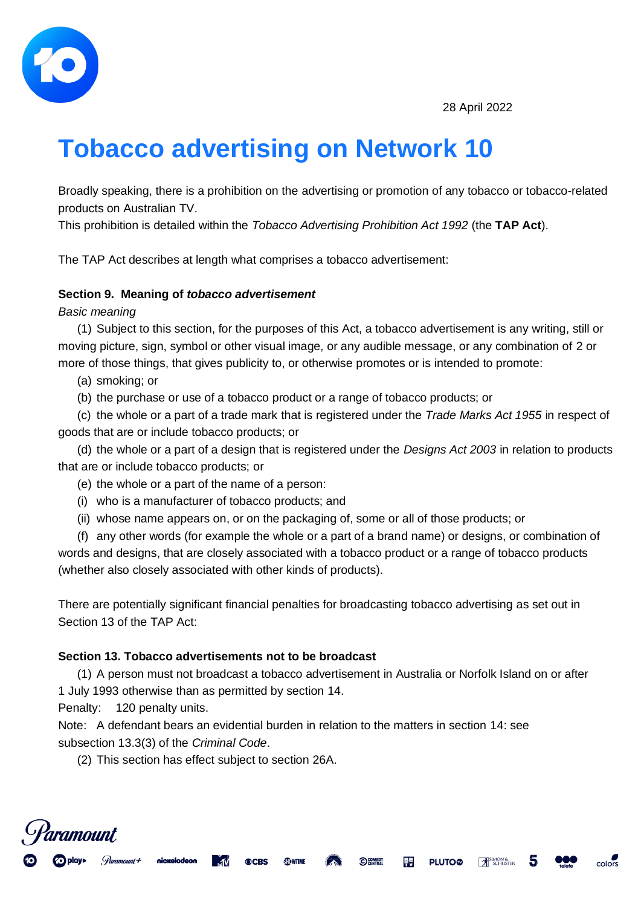28 April 2022

# Tobacco advertising on Network 10

Broadly speaking, there is a prohibition on the advertising or promotion of any tobacco or tobacco-related products on Australian TV.
This prohibition is detailed within the *Tobacco Advertising Prohibition Act 1992* (the **TAP Act**).

The TAP Act describes at length what comprises a tobacco advertisement:

**Section 9. Meaning of *tobacco advertisement***

*Basic meaning*

(1) Subject to this section, for the purposes of this Act, a tobacco advertisement is any writing, still or moving picture, sign, symbol or other visual image, or any audible message, or any combination of 2 or more of those things, that gives publicity to, or otherwise promotes or is intended to promote:

(a) smoking; or

(b) the purchase or use of a tobacco product or a range of tobacco products; or

(c) the whole or a part of a trade mark that is registered under the *Trade Marks Act 1955* in respect of goods that are or include tobacco products; or

(d) the whole or a part of a design that is registered under the *Designs Act 2003* in relation to products that are or include tobacco products; or

(e) the whole or a part of the name of a person:

(i) who is a manufacturer of tobacco products; and

(ii) whose name appears on, or on the packaging of, some or all of those products; or

(f) any other words (for example the whole or a part of a brand name) or designs, or combination of words and designs, that are closely associated with a tobacco product or a range of tobacco products (whether also closely associated with other kinds of products).

There are potentially significant financial penalties for broadcasting tobacco advertising as set out in Section 13 of the TAP Act:

**Section 13. Tobacco advertisements not to be broadcast**

(1) A person must not broadcast a tobacco advertisement in Australia or Norfolk Island on or after 1 July 1993 otherwise than as permitted by section 14.

Penalty: 120 penalty units.

Note: A defendant bears an evidential burden in relation to the matters in section 14: see subsection 13.3(3) of the *Criminal Code*.

(2) This section has effect subject to section 26A.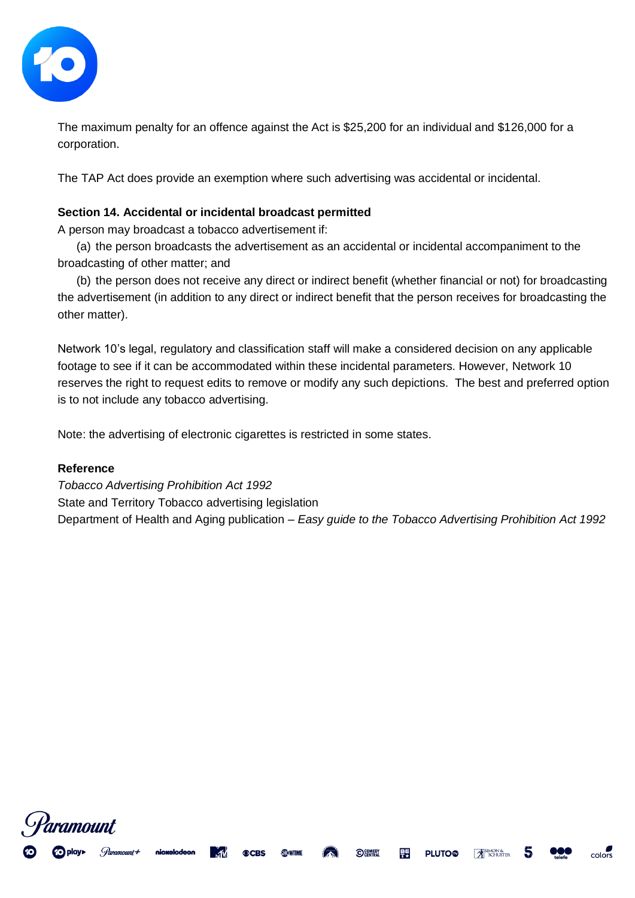The maximum penalty for an offence against the Act is $25,200 for an individual and $126,000 for a corporation.

The TAP Act does provide an exemption where such advertising was accidental or incidental.

**Section 14. Accidental or incidental broadcast permitted**

A person may broadcast a tobacco advertisement if:

(a) the person broadcasts the advertisement as an accidental or incidental accompaniment to the broadcasting of other matter; and

(b) the person does not receive any direct or indirect benefit (whether financial or not) for broadcasting the advertisement (in addition to any direct or indirect benefit that the person receives for broadcasting the other matter).

Network 10's legal, regulatory and classification staff will make a considered decision on any applicable footage to see if it can be accommodated within these incidental parameters. However, Network 10 reserves the right to request edits to remove or modify any such depictions. The best and preferred option is to not include any tobacco advertising.

Note: the advertising of electronic cigarettes is restricted in some states.

**Reference**

*Tobacco Advertising Prohibition Act 1992*

State and Territory Tobacco advertising legislation

Department of Health and Aging publication – *Easy guide to the Tobacco Advertising Prohibition Act 1992*